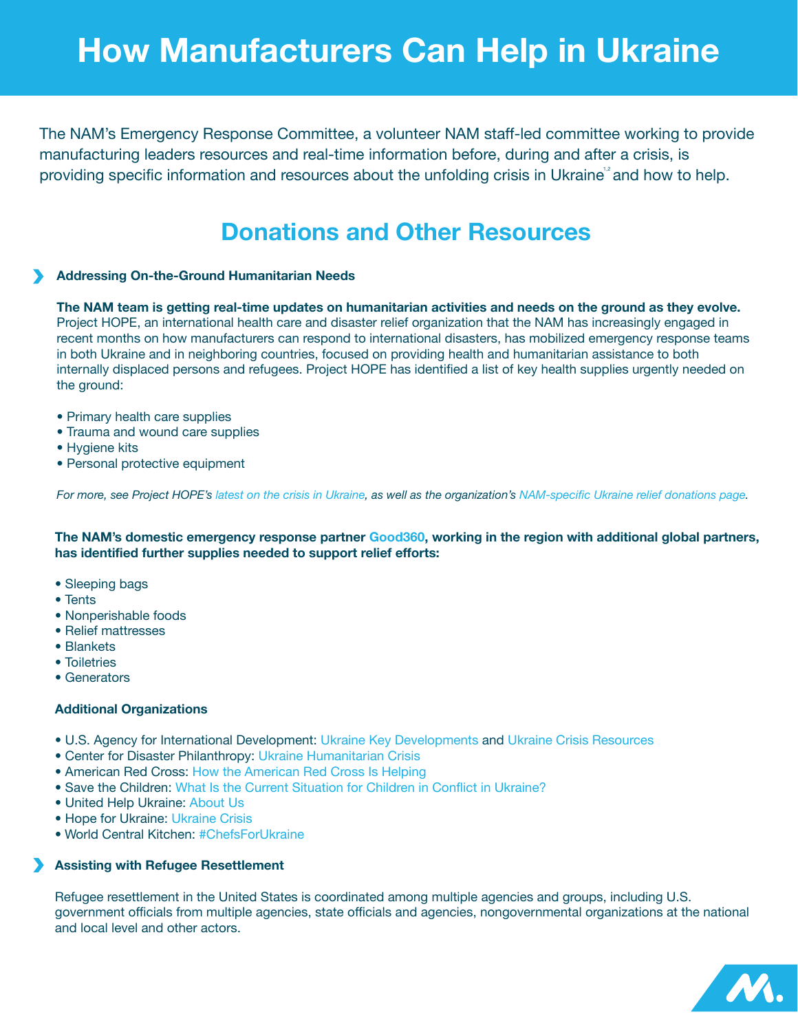# How Manufacturers Can Help in Ukraine

The NAM's Emergency Response Committee, a volunteer NAM staff-led committee working to provide manufacturing leaders resources and real-time information before, during and after a crisis, is providing specific information and resources about the unfolding crisis in Ukraine[1,2] and how to help.

## Donations and Other Resources

### Addressing On-the-Ground Humanitarian Needs

**The NAM team is getting real-time updates on humanitarian activities and needs on the ground as they evolve.** Project HOPE, an international health care and disaster relief organization that the NAM has increasingly engaged in recent months on how manufacturers can respond to international disasters, has mobilized emergency response teams in both Ukraine and in neighboring countries, focused on providing health and humanitarian assistance to both internally displaced persons and refugees. Project HOPE has identified a list of key health supplies urgently needed on the ground:

- Primary health care supplies
- Trauma and wound care supplies
- Hygiene kits
- Personal protective equipment

*For more, see Project HOPE's latest on the crisis in Ukraine, as well as the organization's NAM-specific Ukraine relief donations page.*

**The NAM's domestic emergency response partner Good360, working in the region with additional global partners, has identified further supplies needed to support relief efforts:**

- Sleeping bags
- Tents
- Nonperishable foods
- Relief mattresses
- Blankets
- Toiletries
- Generators

#### Additional Organizations

- U.S. Agency for International Development: Ukraine Key Developments and Ukraine Crisis Resources
- Center for Disaster Philanthropy: Ukraine Humanitarian Crisis
- American Red Cross: How the American Red Cross Is Helping
- Save the Children: What Is the Current Situation for Children in Conflict in Ukraine?
- United Help Ukraine: About Us
- Hope for Ukraine: Ukraine Crisis
- World Central Kitchen: #ChefsForUkraine

### Assisting with Refugee Resettlement

Refugee resettlement in the United States is coordinated among multiple agencies and groups, including U.S. government officials from multiple agencies, state officials and agencies, nongovernmental organizations at the national and local level and other actors.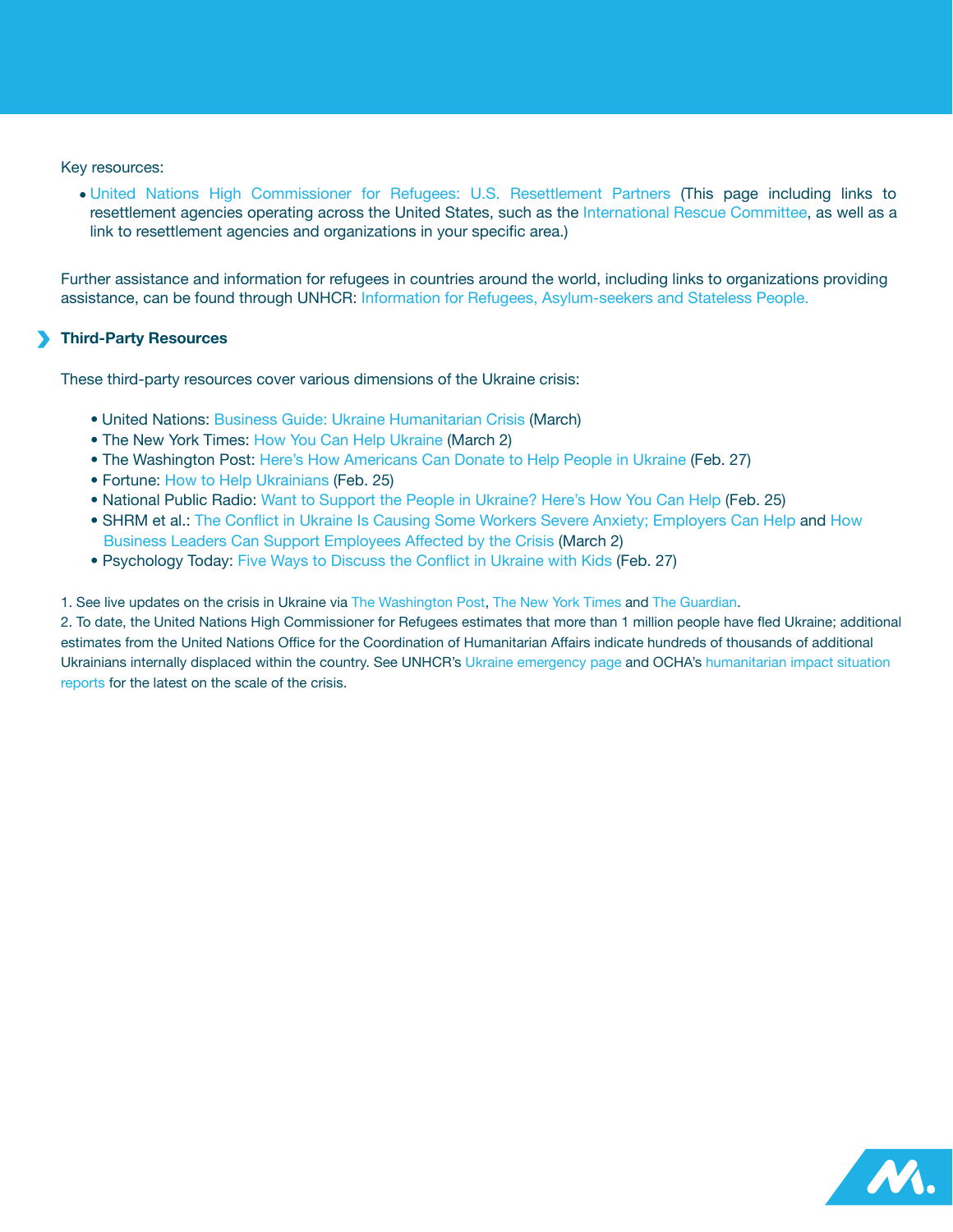Key resources:

- United Nations High Commissioner for Refugees: U.S. Resettlement Partners (This page including links to resettlement agencies operating across the United States, such as the International Rescue Committee, as well as a link to resettlement agencies and organizations in your specific area.)

Further assistance and information for refugees in countries around the world, including links to organizations providing assistance, can be found through UNHCR: Information for Refugees, Asylum-seekers and Stateless People.

### Third-Party Resources

These third-party resources cover various dimensions of the Ukraine crisis:

- United Nations: Business Guide: Ukraine Humanitarian Crisis (March)
- The New York Times: How You Can Help Ukraine (March 2)
- The Washington Post: Here's How Americans Can Donate to Help People in Ukraine (Feb. 27)
- Fortune: How to Help Ukrainians (Feb. 25)
- National Public Radio: Want to Support the People in Ukraine? Here's How You Can Help (Feb. 25)
- SHRM et al.: The Conflict in Ukraine Is Causing Some Workers Severe Anxiety; Employers Can Help and How Business Leaders Can Support Employees Affected by the Crisis (March 2)
- Psychology Today: Five Ways to Discuss the Conflict in Ukraine with Kids (Feb. 27)

1. See live updates on the crisis in Ukraine via The Washington Post, The New York Times and The Guardian.
2. To date, the United Nations High Commissioner for Refugees estimates that more than 1 million people have fled Ukraine; additional estimates from the United Nations Office for the Coordination of Humanitarian Affairs indicate hundreds of thousands of additional Ukrainians internally displaced within the country. See UNHCR's Ukraine emergency page and OCHA's humanitarian impact situation reports for the latest on the scale of the crisis.